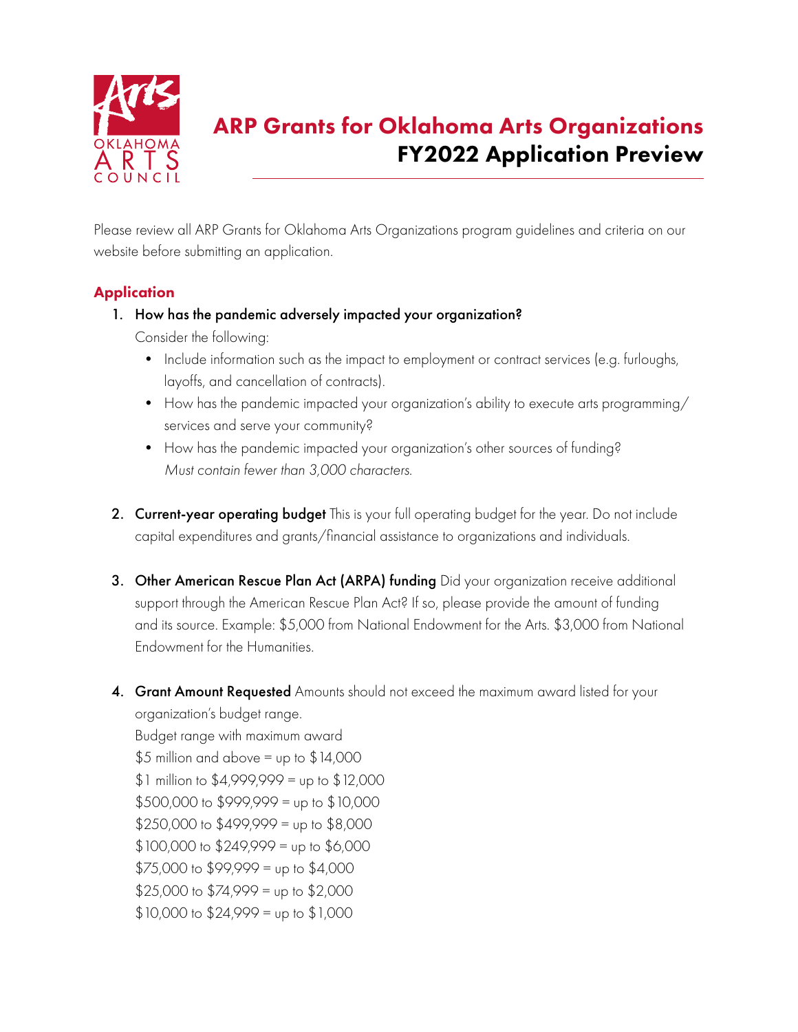# ARP Grants for Oklahoma Arts Organizations
## FY2022 Application Preview

Please review all ARP Grants for Oklahoma Arts Organizations program guidelines and criteria on our website before submitting an application.

## Application

1. **How has the pandemic adversely impacted your organization?**
   Consider the following:
   - Include information such as the impact to employment or contract services (e.g. furloughs, layoffs, and cancellation of contracts).
   - How has the pandemic impacted your organization's ability to execute arts programming/services and serve your community?
   - How has the pandemic impacted your organization's other sources of funding?
     *Must contain fewer than 3,000 characters.*

2. **Current-year operating budget** This is your full operating budget for the year. Do not include capital expenditures and grants/financial assistance to organizations and individuals.

3. **Other American Rescue Plan Act (ARPA) funding** Did your organization receive additional support through the American Rescue Plan Act? If so, please provide the amount of funding and its source. Example: $5,000 from National Endowment for the Arts. $3,000 from National Endowment for the Humanities.

4. **Grant Amount Requested** Amounts should not exceed the maximum award listed for your organization's budget range.
   Budget range with maximum award
   $5 million and above = up to $14,000
   $1 million to $4,999,999 = up to $12,000
   $500,000 to $999,999 = up to $10,000
   $250,000 to $499,999 = up to $8,000
   $100,000 to $249,999 = up to $6,000
   $75,000 to $99,999 = up to $4,000
   $25,000 to $74,999 = up to $2,000
   $10,000 to $24,999 = up to $1,000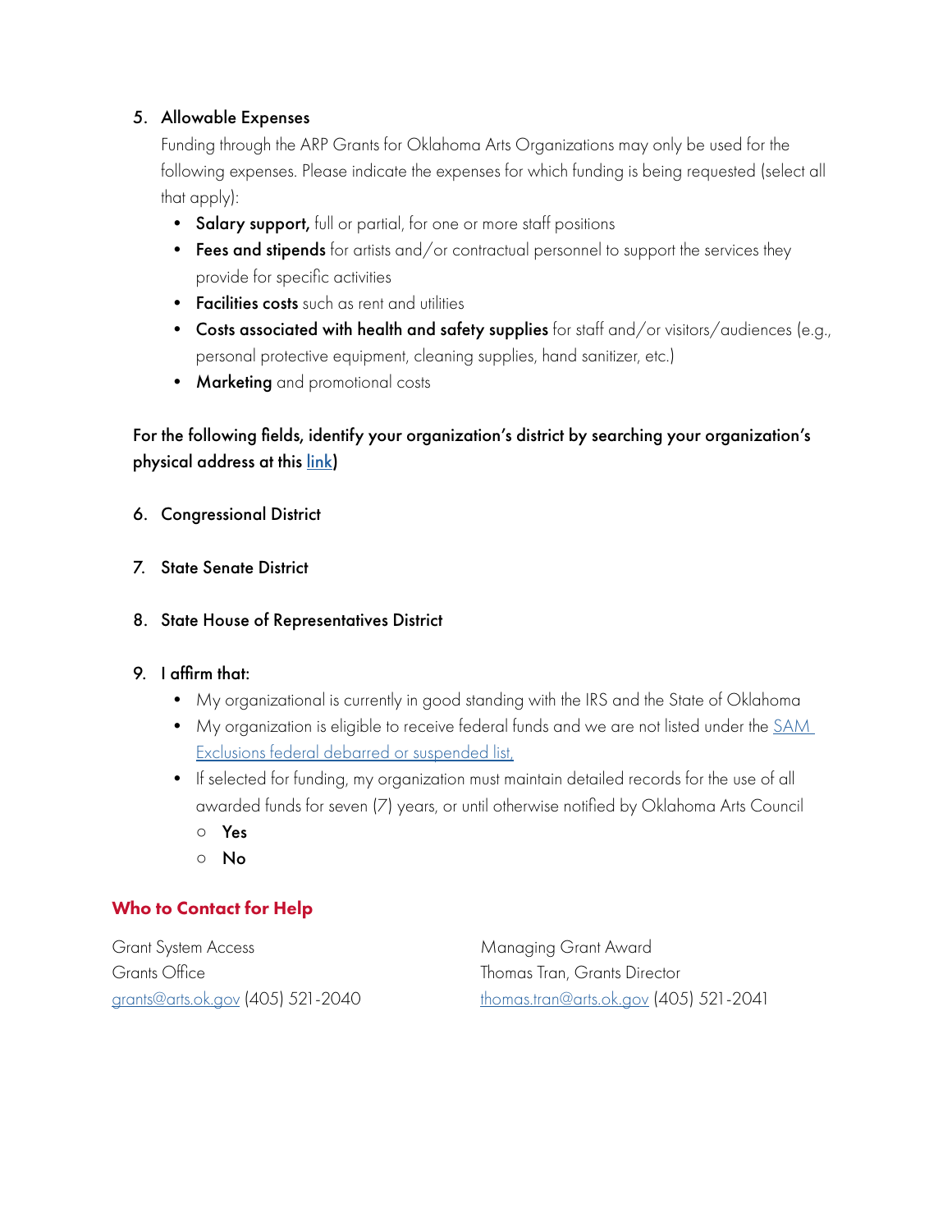5. **Allowable Expenses**

   Funding through the ARP Grants for Oklahoma Arts Organizations may only be used for the following expenses. Please indicate the expenses for which funding is being requested (select all that apply):

   - **Salary support,** full or partial, for one or more staff positions
   - **Fees and stipends** for artists and/or contractual personnel to support the services they provide for specific activities
   - **Facilities costs** such as rent and utilities
   - **Costs associated with health and safety supplies** for staff and/or visitors/audiences (e.g., personal protective equipment, cleaning supplies, hand sanitizer, etc.)
   - **Marketing** and promotional costs

**For the following fields, identify your organization's district by searching your organization's physical address at this [link](#))**

6. **Congressional District**

7. **State Senate District**

8. **State House of Representatives District**

9. **I affirm that:**
   - My organizational is currently in good standing with the IRS and the State of Oklahoma
   - My organization is eligible to receive federal funds and we are not listed under the [SAM Exclusions federal debarred or suspended list,](#)
   - If selected for funding, my organization must maintain detailed records for the use of all awarded funds for seven (7) years, or until otherwise notified by Oklahoma Arts Council
     - **Yes**
     - **No**

## Who to Contact for Help

Grant System Access
Grants Office
grants@arts.ok.gov (405) 521-2040

Managing Grant Award
Thomas Tran, Grants Director
thomas.tran@arts.ok.gov (405) 521-2041